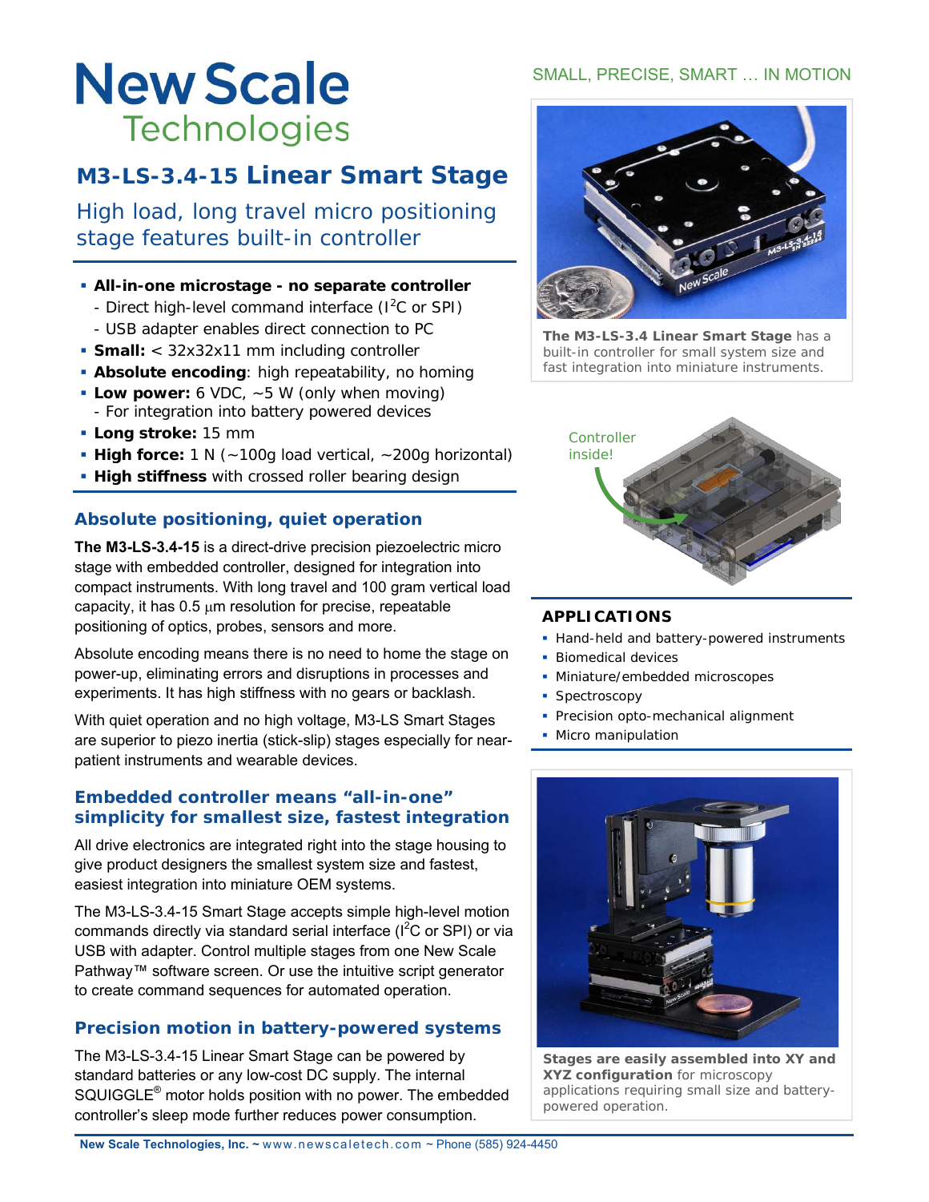# New Scale Technologies

SMALL, PRECISE, SMART … IN MOTION

## M3-LS-3.4-15 Linear Smart Stage

### High load, long travel micro positioning stage features built-in controller

- **All-in-one microstage - no separate controller**
  - Direct high-level command interface ($I^2C$ or SPI)
  - USB adapter enables direct connection to PC
- **Small:** < 32x32x11 mm including controller
- **Absolute encoding**: high repeatability, no homing
- **Low power:** 6 VDC, ~5 W (only when moving)
  - For integration into battery powered devices
- **Long stroke:** 15 mm
- **High force:** 1 N (~100g load vertical, ~200g horizontal)
- **High stiffness** with crossed roller bearing design

**The M3-LS-3.4 Linear Smart Stage** has a built-in controller for small system size and fast integration into miniature instruments.

Controller inside!

### Absolute positioning, quiet operation

**The M3-LS-3.4-15** is a direct-drive precision piezoelectric micro stage with embedded controller, designed for integration into compact instruments. With long travel and 100 gram vertical load capacity, it has 0.5 µm resolution for precise, repeatable positioning of optics, probes, sensors and more.

Absolute encoding means there is no need to home the stage on power-up, eliminating errors and disruptions in processes and experiments. It has high stiffness with no gears or backlash.

With quiet operation and no high voltage, M3-LS Smart Stages are superior to piezo inertia (stick-slip) stages especially for near-patient instruments and wearable devices.

### APPLICATIONS

- Hand-held and battery-powered instruments
- Biomedical devices
- Miniature/embedded microscopes
- Spectroscopy
- Precision opto-mechanical alignment
- Micro manipulation

### Embedded controller means "all-in-one" simplicity for smallest size, fastest integration

All drive electronics are integrated right into the stage housing to give product designers the smallest system size and fastest, easiest integration into miniature OEM systems.

The M3-LS-3.4-15 Smart Stage accepts simple high-level motion commands directly via standard serial interface ($I^2C$ or SPI) or via USB with adapter. Control multiple stages from one New Scale Pathway™ software screen. Or use the intuitive script generator to create command sequences for automated operation.

### Precision motion in battery-powered systems

The M3-LS-3.4-15 Linear Smart Stage can be powered by standard batteries or any low-cost DC supply. The internal SQUIGGLE® motor holds position with no power. The embedded controller's sleep mode further reduces power consumption.

**Stages are easily assembled into XY and XYZ configuration** for microscopy applications requiring small size and battery-powered operation.

**New Scale Technologies, Inc. ~** www.newscaletech.com ~ Phone (585) 924-4450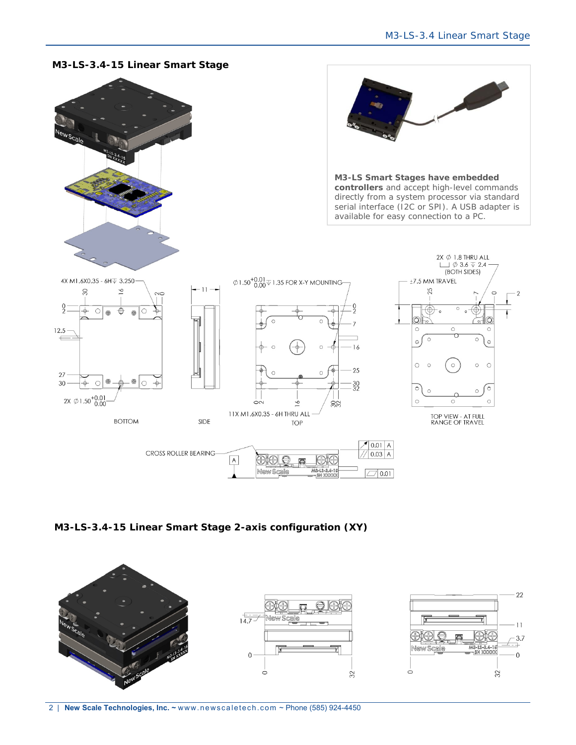## M3-LS-3.4-15 Linear Smart Stage

**M3-LS Smart Stages have embedded controllers** and accept high-level commands directly from a system processor via standard serial interface (I2C or SPI). A USB adapter is available for easy connection to a PC.

4X M1.6X0.35 - 6H ⊽ 3.250

2X ∅1.50 +0.01/0.00

BOTTOM

SIDE

∅1.50 +0.01/0.00 ⊽ 1.35 FOR X-Y MOUNTING

11X M1.6X0.35 - 6H THRU ALL

TOP

2X ∅ 1.8 THRU ALL
⌴ ∅ 3.6 ⊽ 2.4
(BOTH SIDES)

±7.5 MM TRAVEL

TOP VIEW - AT FULL RANGE OF TRAVEL

CROSS ROLLER BEARING

0.01 A

0.03 A

0.01

## M3-LS-3.4-15 Linear Smart Stage 2-axis configuration (XY)

14.7

22

11

3.7

0

32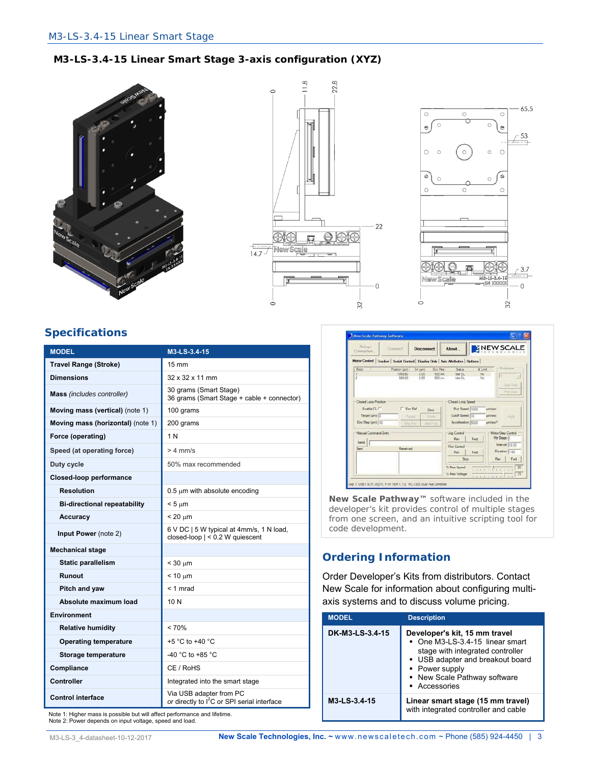## M3-LS-3.4-15 Linear Smart Stage 3-axis configuration (XYZ)

0
11.8
22.8
22
14.7
0
0
32
65.5
53
3.7
0
0
32

## Specifications

| MODEL | M3-LS-3.4-15 |
|---|---|
| **Travel Range (Stroke)** | 15 mm |
| **Dimensions** | 32 x 32 x 11 mm |
| **Mass** *(includes controller)* | 30 grams (Smart Stage)<br>36 grams (Smart Stage + cable + connector) |
| **Moving mass (vertical)** (note 1) | 100 grams |
| **Moving mass (horizontal)** (note 1) | 200 grams |
| **Force (operating)** | 1 N |
| **Speed (at operating force)** | > 4 mm/s |
| **Duty cycle** | 50% max recommended |
| **Closed-loop performance** | |
| **Resolution** | 0.5 µm with absolute encoding |
| **Bi-directional repeatability** | < 5 µm |
| **Accuracy** | < 20 µm |
| **Input Power** (note 2) | 6 V DC \| 5 W typical at 4mm/s, 1 N load, closed-loop \| < 0.2 W quiescent |
| **Mechanical stage** | |
| **Static parallelism** | < 30 µm |
| **Runout** | < 10 µm |
| **Pitch and yaw** | < 1 mrad |
| **Absolute maximum load** | 10 N |
| **Environment** | |
| **Relative humidity** | < 70% |
| **Operating temperature** | +5 °C to +40 °C |
| **Storage temperature** | -40 °C to +85 °C |
| **Compliance** | CE / RoHS |
| **Controller** | Integrated into the smart stage |
| **Control interface** | Via USB adapter from PC<br>*or* directly to I$^2$C or SPI serial interface |

Note 1: Higher mass is possible but will affect performance and lifetime.
Note 2: Power depends on input voltage, speed and load.

**New Scale Pathway™** software included in the developer's kit provides control of multiple stages from one screen, and an intuitive scripting tool for code development.

## Ordering Information

Order Developer's Kits from distributors. Contact New Scale for information about configuring multi-axis systems and to discuss volume pricing.

| MODEL | Description |
|---|---|
| **DK-M3-LS-3.4-15** | **Developer's kit, 15 mm travel**<br>▪ One M3-LS-3.4-15 linear smart stage with integrated controller<br>▪ USB adapter and breakout board<br>▪ Power supply<br>▪ New Scale Pathway software<br>▪ Accessories |
| **M3-LS-3.4-15** | **Linear smart stage (15 mm travel)** with integrated controller and cable |

M3-LS-3_4-datasheet-10-12-2017 **New Scale Technologies, Inc. ~** www.newscaletech.com ~ Phone (585) 924-4450